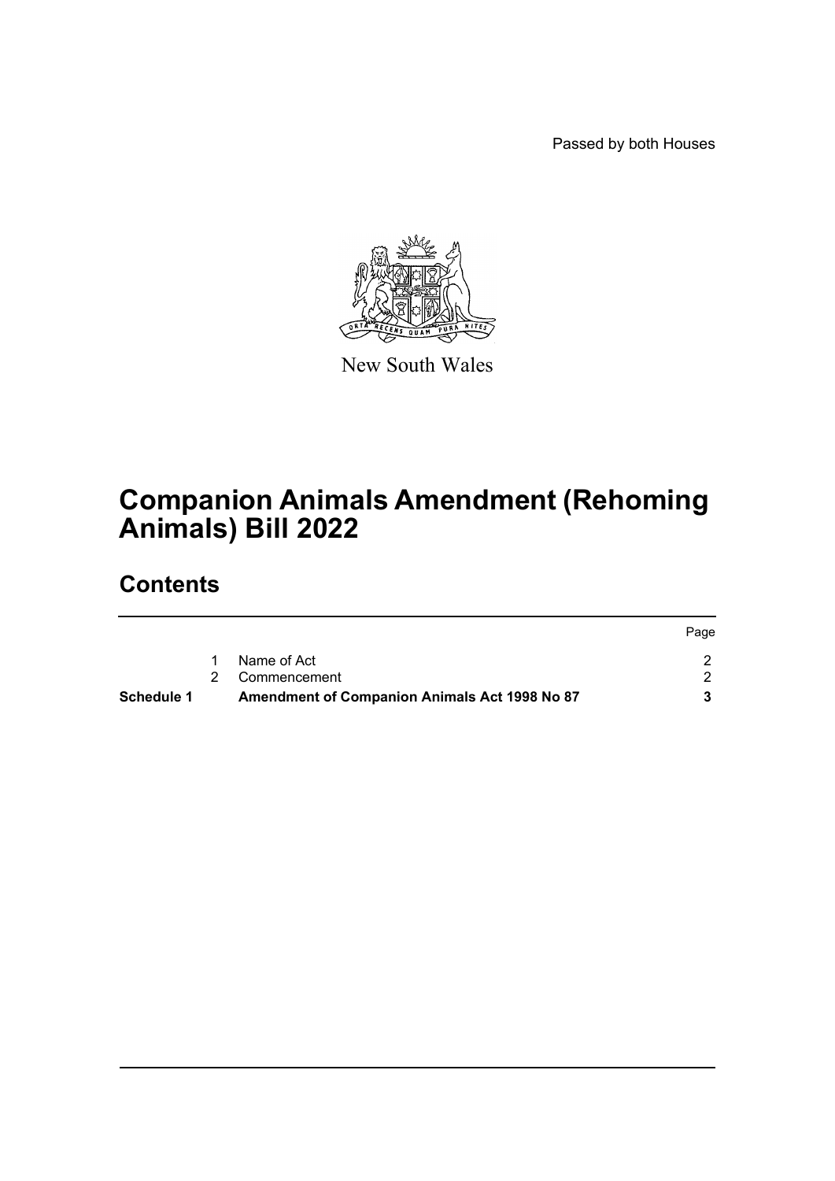Passed by both Houses

New South Wales

# Companion Animals Amendment (Rehoming Animals) Bill 2022

## Contents

| | | | Page |
|---|---|---|---|
| | 1 | Name of Act | 2 |
| | 2 | Commencement | 2 |
| **Schedule 1** | | **Amendment of Companion Animals Act 1998 No 87** | **3** |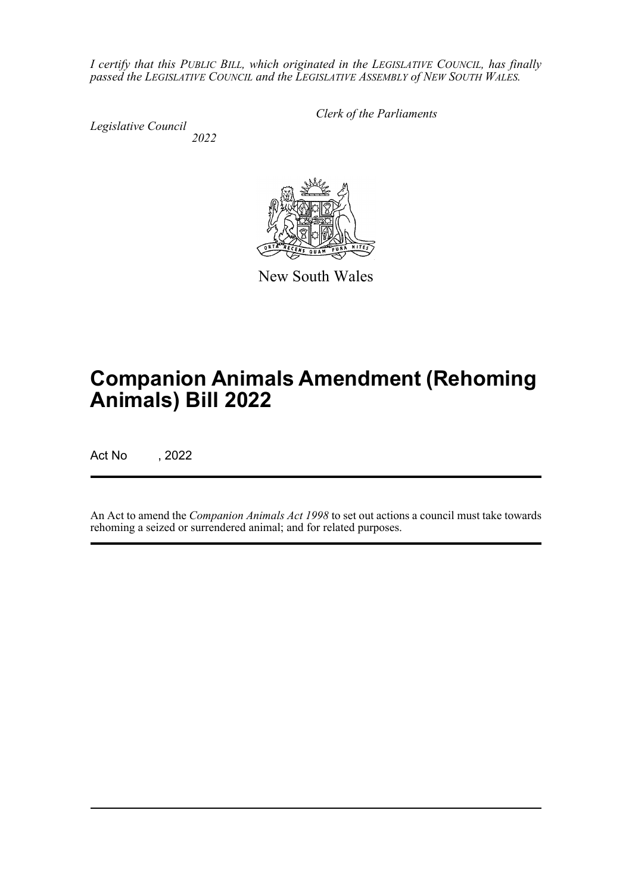*I certify that this PUBLIC BILL, which originated in the LEGISLATIVE COUNCIL, has finally passed the LEGISLATIVE COUNCIL and the LEGISLATIVE ASSEMBLY of NEW SOUTH WALES.*

*Clerk of the Parliaments*

*Legislative Council*

*2022*

New South Wales

# Companion Animals Amendment (Rehoming Animals) Bill 2022

Act No , 2022

An Act to amend the *Companion Animals Act 1998* to set out actions a council must take towards rehoming a seized or surrendered animal; and for related purposes.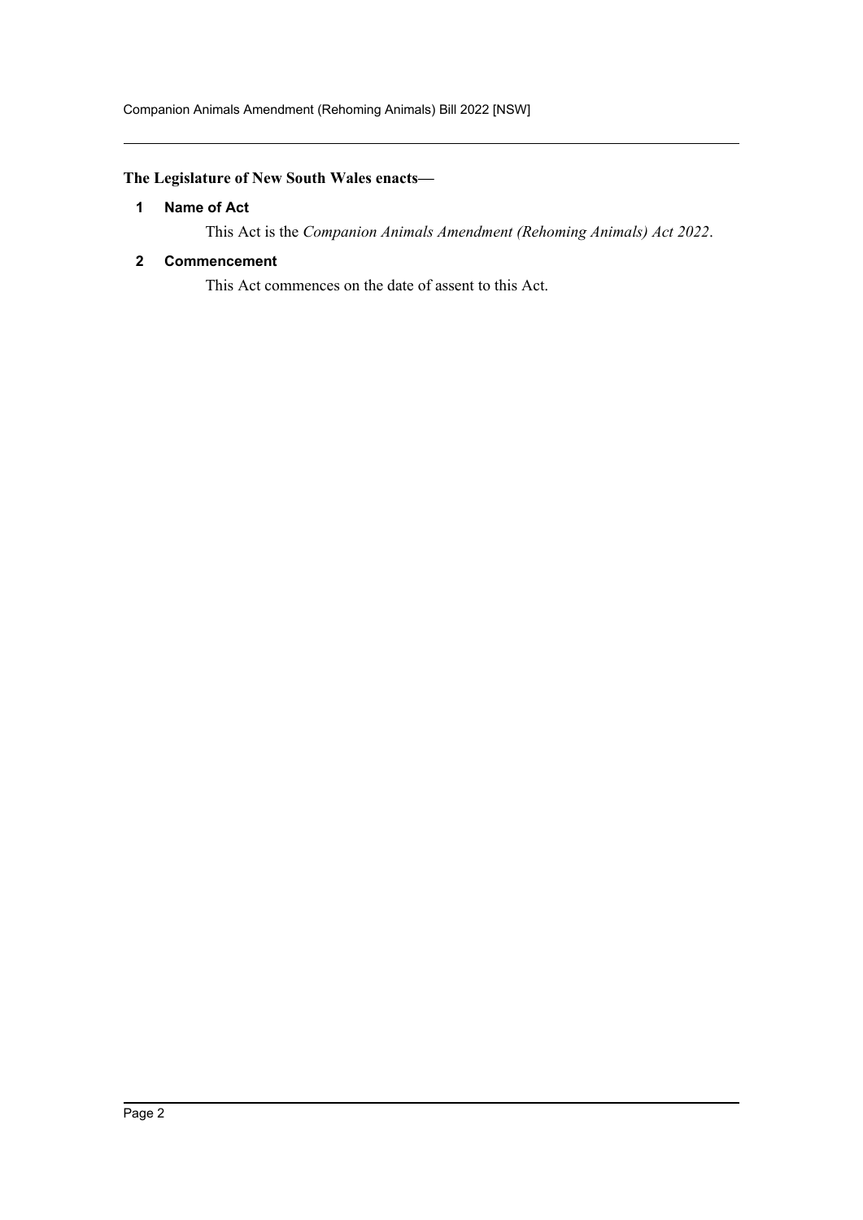**The Legislature of New South Wales enacts—**

## 1 Name of Act

This Act is the *Companion Animals Amendment (Rehoming Animals) Act 2022*.

## 2 Commencement

This Act commences on the date of assent to this Act.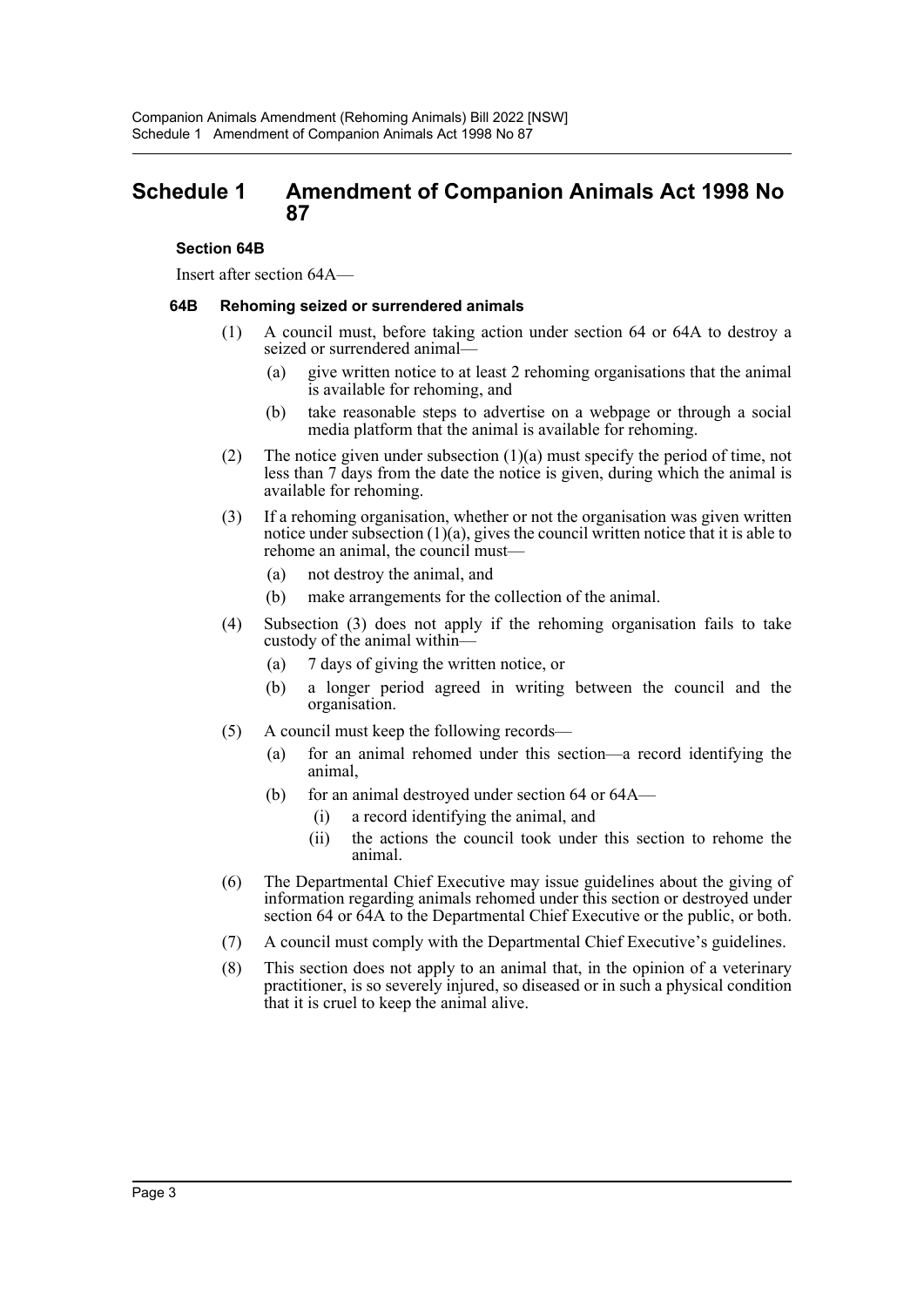# Schedule 1 Amendment of Companion Animals Act 1998 No 87

### Section 64B

Insert after section 64A—

#### 64B Rehoming seized or surrendered animals

(1) A council must, before taking action under section 64 or 64A to destroy a seized or surrendered animal—

(a) give written notice to at least 2 rehoming organisations that the animal is available for rehoming, and

(b) take reasonable steps to advertise on a webpage or through a social media platform that the animal is available for rehoming.

(2) The notice given under subsection (1)(a) must specify the period of time, not less than 7 days from the date the notice is given, during which the animal is available for rehoming.

(3) If a rehoming organisation, whether or not the organisation was given written notice under subsection (1)(a), gives the council written notice that it is able to rehome an animal, the council must—

(a) not destroy the animal, and

(b) make arrangements for the collection of the animal.

(4) Subsection (3) does not apply if the rehoming organisation fails to take custody of the animal within—

(a) 7 days of giving the written notice, or

(b) a longer period agreed in writing between the council and the organisation.

(5) A council must keep the following records—

(a) for an animal rehomed under this section—a record identifying the animal,

(b) for an animal destroyed under section 64 or 64A—

(i) a record identifying the animal, and

(ii) the actions the council took under this section to rehome the animal.

(6) The Departmental Chief Executive may issue guidelines about the giving of information regarding animals rehomed under this section or destroyed under section 64 or 64A to the Departmental Chief Executive or the public, or both.

(7) A council must comply with the Departmental Chief Executive's guidelines.

(8) This section does not apply to an animal that, in the opinion of a veterinary practitioner, is so severely injured, so diseased or in such a physical condition that it is cruel to keep the animal alive.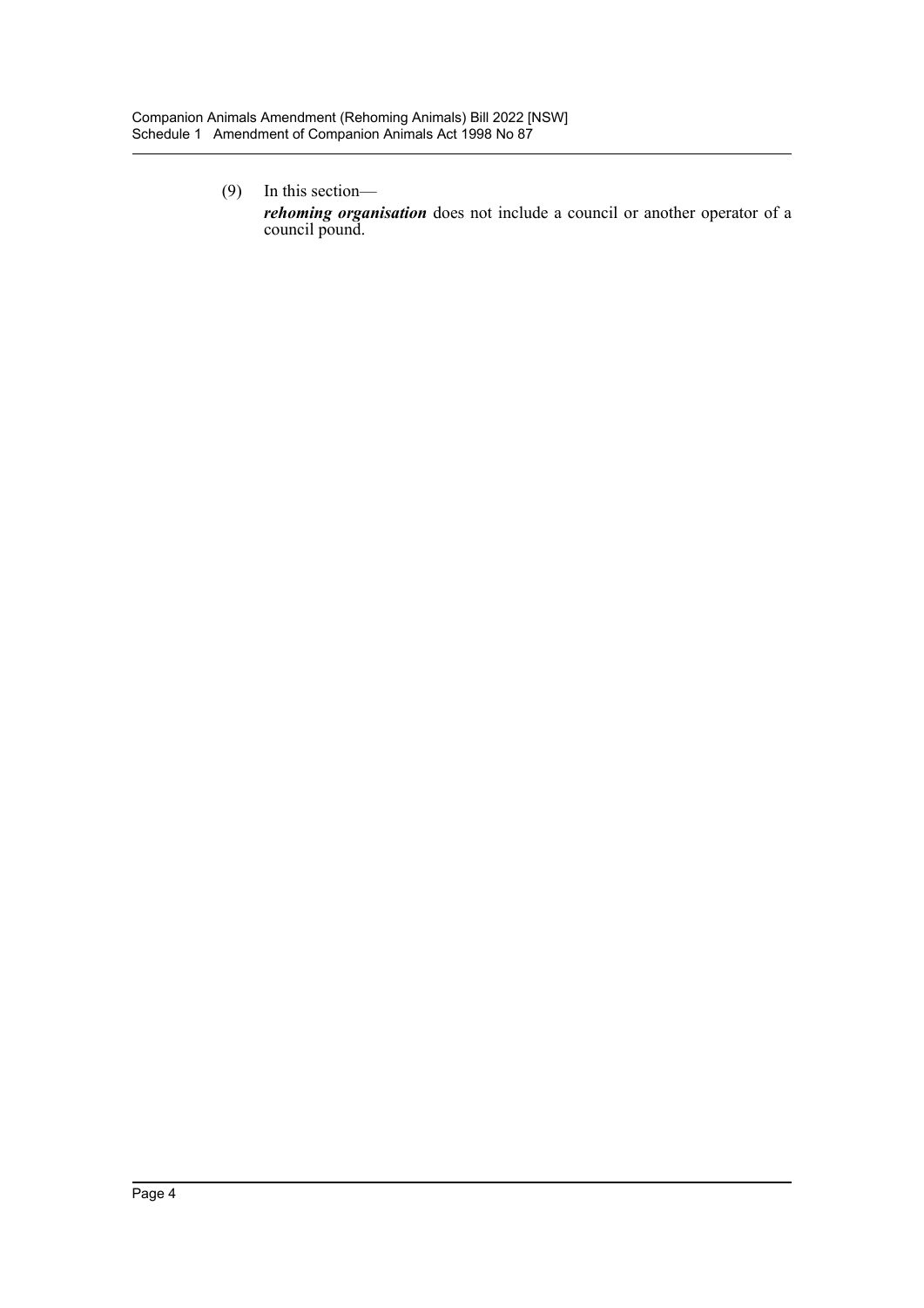(9) In this section—

***rehoming organisation*** does not include a council or another operator of a council pound.